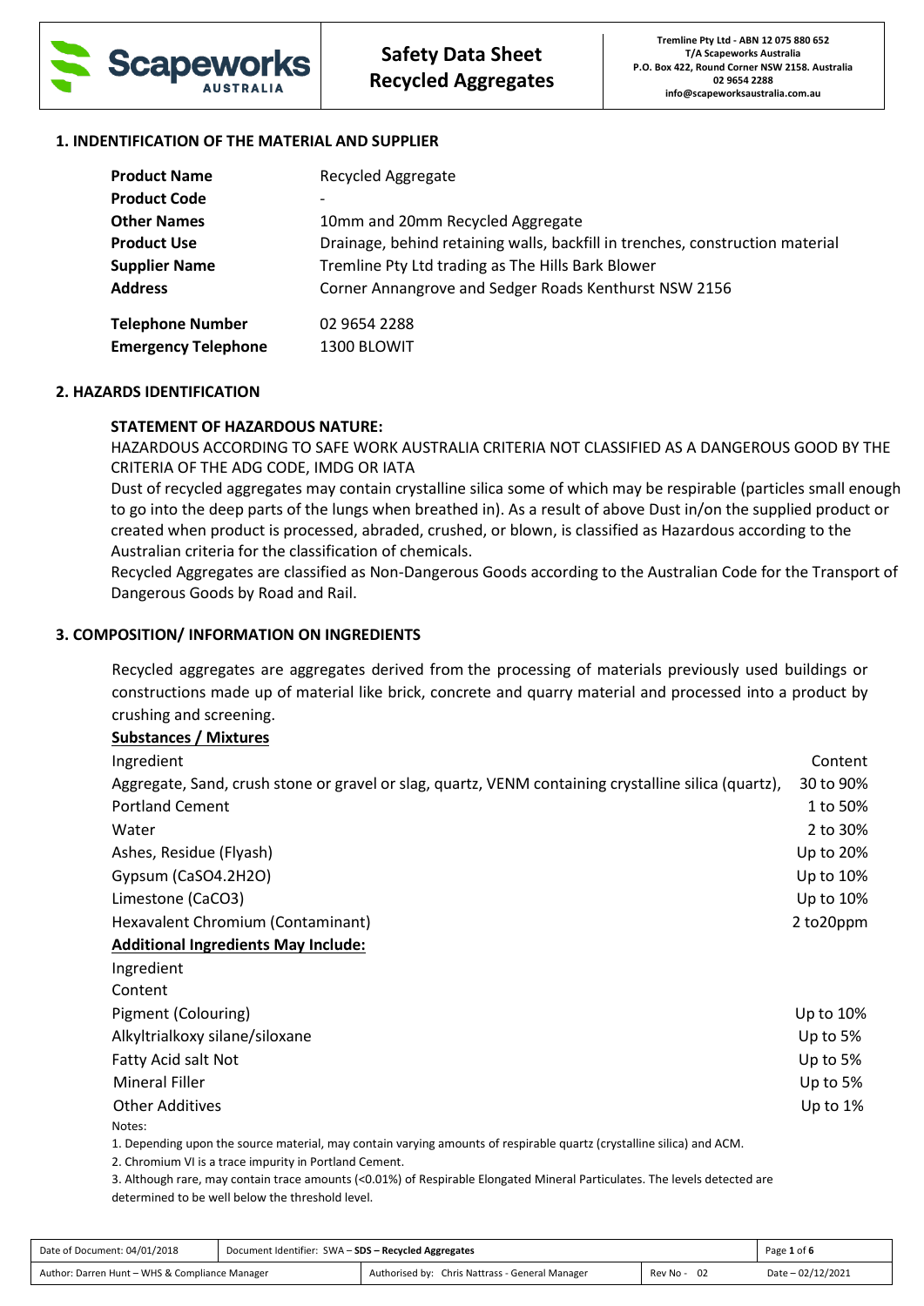| Scapeworks AUSTRALIA | **Safety Data Sheet Recycled Aggregates** | **Tremline Pty Ltd - ABN 12 075 880 652 T/A Scapeworks Australia P.O. Box 422, Round Corner NSW 2158. Australia 02 9654 2288 info@scapeworksaustralia.com.au** |
|---|---|---|

## 1. INDENTIFICATION OF THE MATERIAL AND SUPPLIER

| | |
|---|---|
| **Product Name** | Recycled Aggregate |
| **Product Code** | - |
| **Other Names** | 10mm and 20mm Recycled Aggregate |
| **Product Use** | Drainage, behind retaining walls, backfill in trenches, construction material |
| **Supplier Name** | Tremline Pty Ltd trading as The Hills Bark Blower |
| **Address** | Corner Annangrove and Sedger Roads Kenthurst NSW 2156 |
| **Telephone Number** | 02 9654 2288 |
| **Emergency Telephone** | 1300 BLOWIT |

## 2. HAZARDS IDENTIFICATION

**STATEMENT OF HAZARDOUS NATURE:**

HAZARDOUS ACCORDING TO SAFE WORK AUSTRALIA CRITERIA NOT CLASSIFIED AS A DANGEROUS GOOD BY THE CRITERIA OF THE ADG CODE, IMDG OR IATA

Dust of recycled aggregates may contain crystalline silica some of which may be respirable (particles small enough to go into the deep parts of the lungs when breathed in). As a result of above Dust in/on the supplied product or created when product is processed, abraded, crushed, or blown, is classified as Hazardous according to the Australian criteria for the classification of chemicals.

Recycled Aggregates are classified as Non-Dangerous Goods according to the Australian Code for the Transport of Dangerous Goods by Road and Rail.

## 3. COMPOSITION/ INFORMATION ON INGREDIENTS

Recycled aggregates are aggregates derived from the processing of materials previously used buildings or constructions made up of material like brick, concrete and quarry material and processed into a product by crushing and screening.

**Substances / Mixtures**

| Ingredient | Content |
|---|---|
| Aggregate, Sand, crush stone or gravel or slag, quartz, VENM containing crystalline silica (quartz), | 30 to 90% |
| Portland Cement | 1 to 50% |
| Water | 2 to 30% |
| Ashes, Residue (Flyash) | Up to 20% |
| Gypsum ($CaSO_4.2H_2O$) | Up to 10% |
| Limestone ($CaCO_3$) | Up to 10% |
| Hexavalent Chromium (Contaminant) | 2 to20ppm |

**Additional Ingredients May Include:**

| Ingredient Content | |
|---|---|
| Pigment (Colouring) | Up to 10% |
| Alkyltrialkoxy silane/siloxane | Up to 5% |
| Fatty Acid salt Not | Up to 5% |
| Mineral Filler | Up to 5% |
| Other Additives | Up to 1% |

Notes:

1. Depending upon the source material, may contain varying amounts of respirable quartz (crystalline silica) and ACM.
2. Chromium VI is a trace impurity in Portland Cement.
3. Although rare, may contain trace amounts (<0.01%) of Respirable Elongated Mineral Particulates. The levels detected are determined to be well below the threshold level.

| Date of Document: 04/01/2018 | Document Identifier: SWA – **SDS – Recycled Aggregates** | | |
|---|---|---|---|
| Author: Darren Hunt – WHS & Compliance Manager | Authorised by: Chris Nattrass - General Manager | Rev No - 02 | Date – 02/12/2021 |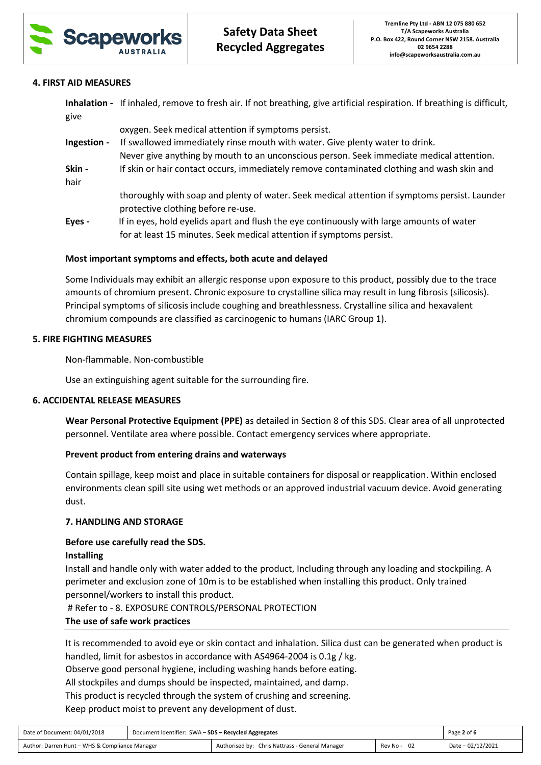## 4. FIRST AID MEASURES

**Inhalation -** If inhaled, remove to fresh air. If not breathing, give artificial respiration. If breathing is difficult, give oxygen. Seek medical attention if symptoms persist.

**Ingestion -** If swallowed immediately rinse mouth with water. Give plenty water to drink. Never give anything by mouth to an unconscious person. Seek immediate medical attention.

**Skin - hair** If skin or hair contact occurs, immediately remove contaminated clothing and wash skin and thoroughly with soap and plenty of water. Seek medical attention if symptoms persist. Launder protective clothing before re-use.

**Eyes -** If in eyes, hold eyelids apart and flush the eye continuously with large amounts of water for at least 15 minutes. Seek medical attention if symptoms persist.

**Most important symptoms and effects, both acute and delayed**

Some Individuals may exhibit an allergic response upon exposure to this product, possibly due to the trace amounts of chromium present. Chronic exposure to crystalline silica may result in lung fibrosis (silicosis). Principal symptoms of silicosis include coughing and breathlessness. Crystalline silica and hexavalent chromium compounds are classified as carcinogenic to humans (IARC Group 1).

## 5. FIRE FIGHTING MEASURES

Non-flammable. Non-combustible

Use an extinguishing agent suitable for the surrounding fire.

## 6. ACCIDENTAL RELEASE MEASURES

**Wear Personal Protective Equipment (PPE)** as detailed in Section 8 of this SDS. Clear area of all unprotected personnel. Ventilate area where possible. Contact emergency services where appropriate.

**Prevent product from entering drains and waterways**

Contain spillage, keep moist and place in suitable containers for disposal or reapplication. Within enclosed environments clean spill site using wet methods or an approved industrial vacuum device. Avoid generating dust.

## 7. HANDLING AND STORAGE

**Before use carefully read the SDS.**

**Installing**

Install and handle only with water added to the product, Including through any loading and stockpiling. A perimeter and exclusion zone of 10m is to be established when installing this product. Only trained personnel/workers to install this product.

# Refer to - 8. EXPOSURE CONTROLS/PERSONAL PROTECTION

**The use of safe work practices**

It is recommended to avoid eye or skin contact and inhalation. Silica dust can be generated when product is handled, limit for asbestos in accordance with AS4964-2004 is 0.1g / kg.

Observe good personal hygiene, including washing hands before eating.

All stockpiles and dumps should be inspected, maintained, and damp.

This product is recycled through the system of crushing and screening.

Keep product moist to prevent any development of dust.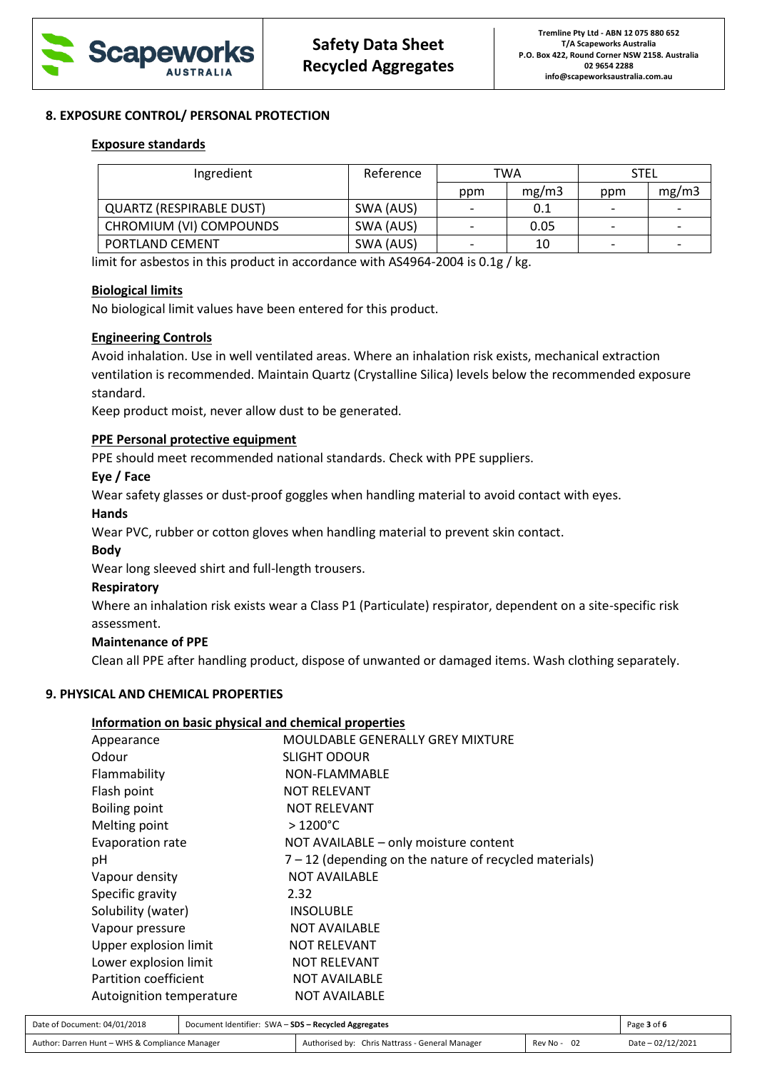## 8. EXPOSURE CONTROL/ PERSONAL PROTECTION

### Exposure standards

| Ingredient | Reference | TWA | | STEL | |
|---|---|---|---|---|---|
| | | ppm | mg/m3 | ppm | mg/m3 |
| QUARTZ (RESPIRABLE DUST) | SWA (AUS) | - | 0.1 | - | - |
| CHROMIUM (VI) COMPOUNDS | SWA (AUS) | - | 0.05 | - | - |
| PORTLAND CEMENT | SWA (AUS) | - | 10 | - | - |

limit for asbestos in this product in accordance with AS4964-2004 is 0.1g / kg.

### Biological limits

No biological limit values have been entered for this product.

### Engineering Controls

Avoid inhalation. Use in well ventilated areas. Where an inhalation risk exists, mechanical extraction ventilation is recommended. Maintain Quartz (Crystalline Silica) levels below the recommended exposure standard.

Keep product moist, never allow dust to be generated.

### PPE Personal protective equipment

PPE should meet recommended national standards. Check with PPE suppliers.

**Eye / Face**

Wear safety glasses or dust-proof goggles when handling material to avoid contact with eyes.

**Hands**

Wear PVC, rubber or cotton gloves when handling material to prevent skin contact.

**Body**

Wear long sleeved shirt and full-length trousers.

**Respiratory**

Where an inhalation risk exists wear a Class P1 (Particulate) respirator, dependent on a site-specific risk assessment.

**Maintenance of PPE**

Clean all PPE after handling product, dispose of unwanted or damaged items. Wash clothing separately.

## 9. PHYSICAL AND CHEMICAL PROPERTIES

### Information on basic physical and chemical properties

| | |
|---|---|
| Appearance | MOULDABLE GENERALLY GREY MIXTURE |
| Odour | SLIGHT ODOUR |
| Flammability | NON-FLAMMABLE |
| Flash point | NOT RELEVANT |
| Boiling point | NOT RELEVANT |
| Melting point | > 1200°C |
| Evaporation rate | NOT AVAILABLE – only moisture content |
| pH | 7 – 12 (depending on the nature of recycled materials) |
| Vapour density | NOT AVAILABLE |
| Specific gravity | 2.32 |
| Solubility (water) | INSOLUBLE |
| Vapour pressure | NOT AVAILABLE |
| Upper explosion limit | NOT RELEVANT |
| Lower explosion limit | NOT RELEVANT |
| Partition coefficient | NOT AVAILABLE |
| Autoignition temperature | NOT AVAILABLE |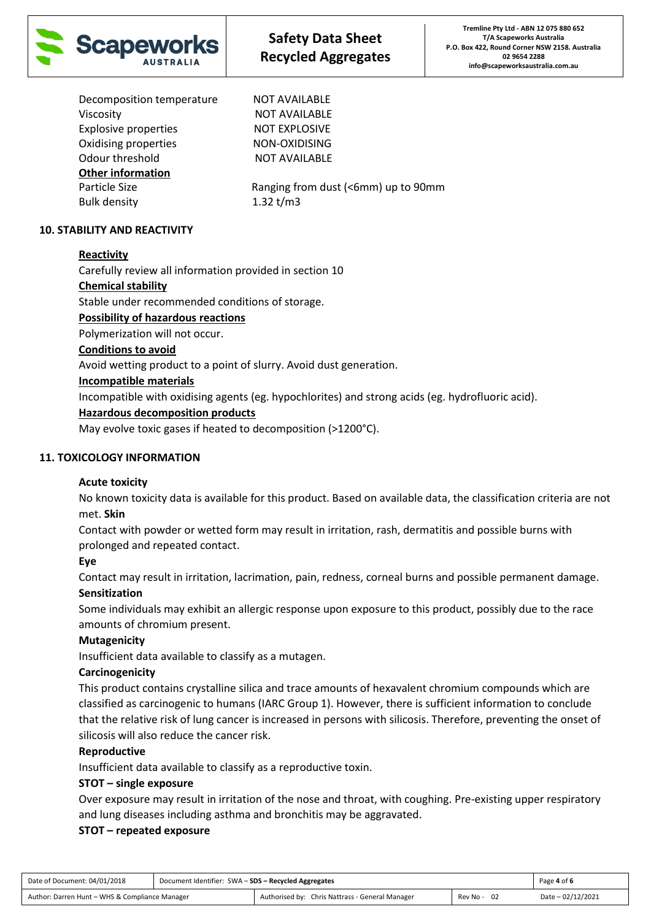| | |
|---|---|
| Decomposition temperature | NOT AVAILABLE |
| Viscosity | NOT AVAILABLE |
| Explosive properties | NOT EXPLOSIVE |
| Oxidising properties | NON-OXIDISING |
| Odour threshold | NOT AVAILABLE |

**Other information**

| | |
|---|---|
| Particle Size | Ranging from dust (<6mm) up to 90mm |
| Bulk density | 1.32 t/m3 |

## 10. STABILITY AND REACTIVITY

**Reactivity**

Carefully review all information provided in section 10

**Chemical stability**

Stable under recommended conditions of storage.

**Possibility of hazardous reactions**

Polymerization will not occur.

**Conditions to avoid**

Avoid wetting product to a point of slurry. Avoid dust generation.

**Incompatible materials**

Incompatible with oxidising agents (eg. hypochlorites) and strong acids (eg. hydrofluoric acid).

**Hazardous decomposition products**

May evolve toxic gases if heated to decomposition (>1200°C).

## 11. TOXICOLOGY INFORMATION

**Acute toxicity**

No known toxicity data is available for this product. Based on available data, the classification criteria are not met. **Skin**

Contact with powder or wetted form may result in irritation, rash, dermatitis and possible burns with prolonged and repeated contact.

**Eye**

Contact may result in irritation, lacrimation, pain, redness, corneal burns and possible permanent damage.

**Sensitization**

Some individuals may exhibit an allergic response upon exposure to this product, possibly due to the race amounts of chromium present.

**Mutagenicity**

Insufficient data available to classify as a mutagen.

**Carcinogenicity**

This product contains crystalline silica and trace amounts of hexavalent chromium compounds which are classified as carcinogenic to humans (IARC Group 1). However, there is sufficient information to conclude that the relative risk of lung cancer is increased in persons with silicosis. Therefore, preventing the onset of silicosis will also reduce the cancer risk.

**Reproductive**

Insufficient data available to classify as a reproductive toxin.

**STOT – single exposure**

Over exposure may result in irritation of the nose and throat, with coughing. Pre-existing upper respiratory and lung diseases including asthma and bronchitis may be aggravated.

**STOT – repeated exposure**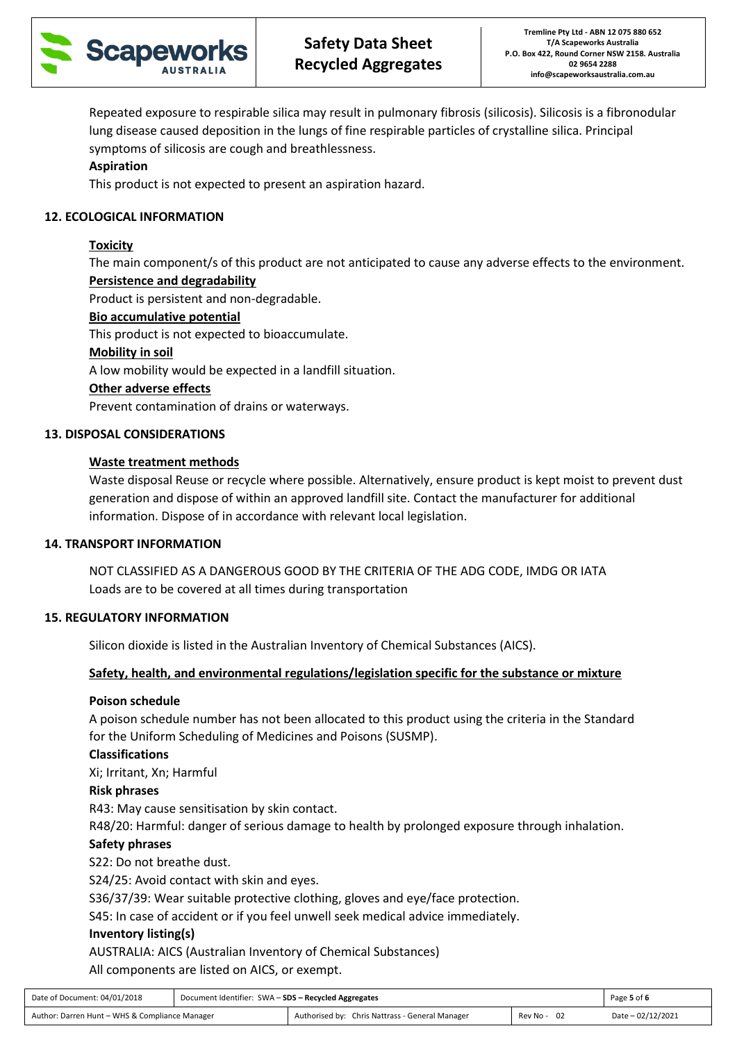Repeated exposure to respirable silica may result in pulmonary fibrosis (silicosis). Silicosis is a fibronodular lung disease caused deposition in the lungs of fine respirable particles of crystalline silica. Principal symptoms of silicosis are cough and breathlessness.

**Aspiration**

This product is not expected to present an aspiration hazard.

## 12. ECOLOGICAL INFORMATION

**Toxicity**

The main component/s of this product are not anticipated to cause any adverse effects to the environment.

**Persistence and degradability**

Product is persistent and non-degradable.

**Bio accumulative potential**

This product is not expected to bioaccumulate.

**Mobility in soil**

A low mobility would be expected in a landfill situation.

**Other adverse effects**

Prevent contamination of drains or waterways.

## 13. DISPOSAL CONSIDERATIONS

**Waste treatment methods**

Waste disposal Reuse or recycle where possible. Alternatively, ensure product is kept moist to prevent dust generation and dispose of within an approved landfill site. Contact the manufacturer for additional information. Dispose of in accordance with relevant local legislation.

## 14. TRANSPORT INFORMATION

NOT CLASSIFIED AS A DANGEROUS GOOD BY THE CRITERIA OF THE ADG CODE, IMDG OR IATA
Loads are to be covered at all times during transportation

## 15. REGULATORY INFORMATION

Silicon dioxide is listed in the Australian Inventory of Chemical Substances (AICS).

**Safety, health, and environmental regulations/legislation specific for the substance or mixture**

**Poison schedule**

A poison schedule number has not been allocated to this product using the criteria in the Standard for the Uniform Scheduling of Medicines and Poisons (SUSMP).

**Classifications**

Xi; Irritant, Xn; Harmful

**Risk phrases**

R43: May cause sensitisation by skin contact.

R48/20: Harmful: danger of serious damage to health by prolonged exposure through inhalation.

**Safety phrases**

S22: Do not breathe dust.

S24/25: Avoid contact with skin and eyes.

S36/37/39: Wear suitable protective clothing, gloves and eye/face protection.

S45: In case of accident or if you feel unwell seek medical advice immediately.

**Inventory listing(s)**

AUSTRALIA: AICS (Australian Inventory of Chemical Substances)

All components are listed on AICS, or exempt.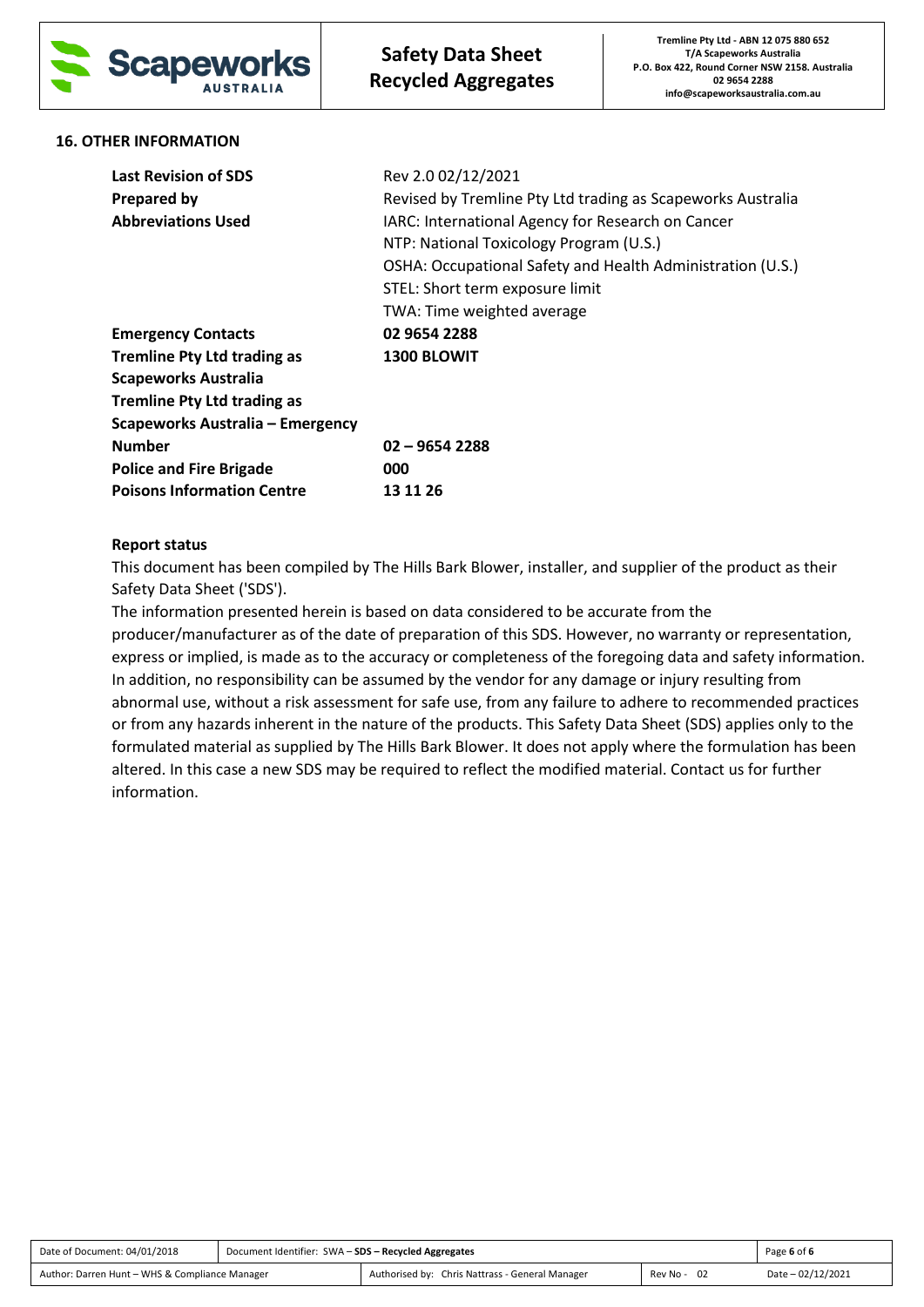## 16. OTHER INFORMATION

| | |
|---|---|
| **Last Revision of SDS** | Rev 2.0 02/12/2021 |
| **Prepared by** | Revised by Tremline Pty Ltd trading as Scapeworks Australia |
| **Abbreviations Used** | IARC: International Agency for Research on Cancer<br>NTP: National Toxicology Program (U.S.)<br>OSHA: Occupational Safety and Health Administration (U.S.)<br>STEL: Short term exposure limit<br>TWA: Time weighted average |
| **Emergency Contacts** | **02 9654 2288** |
| **Tremline Pty Ltd trading as Scapeworks Australia** | **1300 BLOWIT** |
| **Tremline Pty Ltd trading as Scapeworks Australia – Emergency Number** | **02 – 9654 2288** |
| **Police and Fire Brigade** | **000** |
| **Poisons Information Centre** | **13 11 26** |

**Report status**

This document has been compiled by The Hills Bark Blower, installer, and supplier of the product as their Safety Data Sheet ('SDS').

The information presented herein is based on data considered to be accurate from the producer/manufacturer as of the date of preparation of this SDS. However, no warranty or representation, express or implied, is made as to the accuracy or completeness of the foregoing data and safety information. In addition, no responsibility can be assumed by the vendor for any damage or injury resulting from abnormal use, without a risk assessment for safe use, from any failure to adhere to recommended practices or from any hazards inherent in the nature of the products. This Safety Data Sheet (SDS) applies only to the formulated material as supplied by The Hills Bark Blower. It does not apply where the formulation has been altered. In this case a new SDS may be required to reflect the modified material. Contact us for further information.